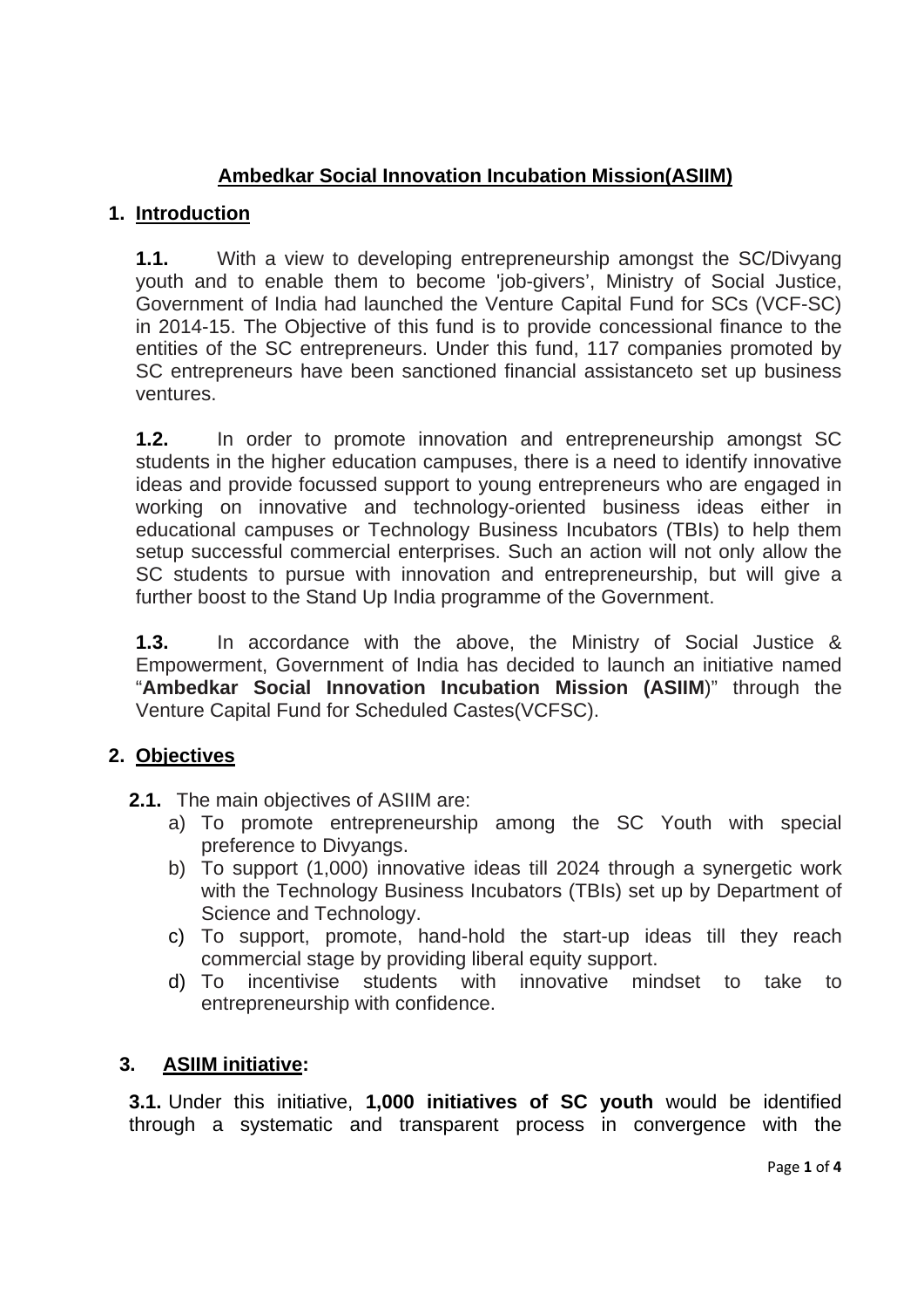# Ambedkar Social Innovation Incubation Mission(ASIIM)

## 1. Introduction

**1.1.** With a view to developing entrepreneurship amongst the SC/Divyang youth and to enable them to become 'job-givers', Ministry of Social Justice, Government of India had launched the Venture Capital Fund for SCs (VCF-SC) in 2014-15. The Objective of this fund is to provide concessional finance to the entities of the SC entrepreneurs. Under this fund, 117 companies promoted by SC entrepreneurs have been sanctioned financial assistanceto set up business ventures.

**1.2.** In order to promote innovation and entrepreneurship amongst SC students in the higher education campuses, there is a need to identify innovative ideas and provide focussed support to young entrepreneurs who are engaged in working on innovative and technology-oriented business ideas either in educational campuses or Technology Business Incubators (TBIs) to help them setup successful commercial enterprises. Such an action will not only allow the SC students to pursue with innovation and entrepreneurship, but will give a further boost to the Stand Up India programme of the Government.

**1.3.** In accordance with the above, the Ministry of Social Justice & Empowerment, Government of India has decided to launch an initiative named "**Ambedkar Social Innovation Incubation Mission (ASIIM**)" through the Venture Capital Fund for Scheduled Castes(VCFSC).

## 2. Objectives

**2.1.** The main objectives of ASIIM are:

a) To promote entrepreneurship among the SC Youth with special preference to Divyangs.
b) To support (1,000) innovative ideas till 2024 through a synergetic work with the Technology Business Incubators (TBIs) set up by Department of Science and Technology.
c) To support, promote, hand-hold the start-up ideas till they reach commercial stage by providing liberal equity support.
d) To incentivise students with innovative mindset to take to entrepreneurship with confidence.

## 3. ASIIM initiative:

**3.1.** Under this initiative, **1,000 initiatives of SC youth** would be identified through a systematic and transparent process in convergence with the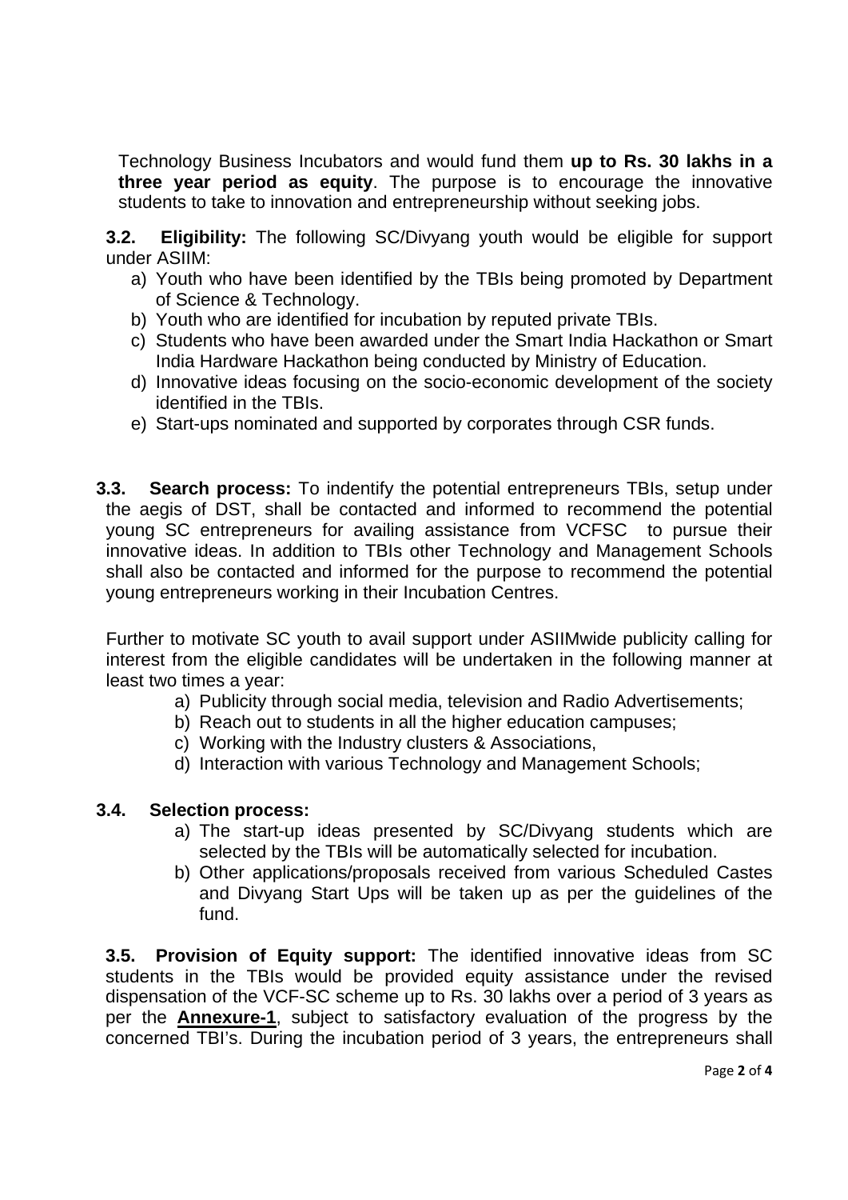Technology Business Incubators and would fund them **up to Rs. 30 lakhs in a three year period as equity**. The purpose is to encourage the innovative students to take to innovation and entrepreneurship without seeking jobs.

**3.2. Eligibility:** The following SC/Divyang youth would be eligible for support under ASIIM:

a) Youth who have been identified by the TBIs being promoted by Department of Science & Technology.
b) Youth who are identified for incubation by reputed private TBIs.
c) Students who have been awarded under the Smart India Hackathon or Smart India Hardware Hackathon being conducted by Ministry of Education.
d) Innovative ideas focusing on the socio-economic development of the society identified in the TBIs.
e) Start-ups nominated and supported by corporates through CSR funds.

**3.3. Search process:** To indentify the potential entrepreneurs TBIs, setup under the aegis of DST, shall be contacted and informed to recommend the potential young SC entrepreneurs for availing assistance from VCFSC to pursue their innovative ideas. In addition to TBIs other Technology and Management Schools shall also be contacted and informed for the purpose to recommend the potential young entrepreneurs working in their Incubation Centres.

Further to motivate SC youth to avail support under ASIIMwide publicity calling for interest from the eligible candidates will be undertaken in the following manner at least two times a year:

a) Publicity through social media, television and Radio Advertisements;
b) Reach out to students in all the higher education campuses;
c) Working with the Industry clusters & Associations,
d) Interaction with various Technology and Management Schools;

**3.4. Selection process:**

a) The start-up ideas presented by SC/Divyang students which are selected by the TBIs will be automatically selected for incubation.
b) Other applications/proposals received from various Scheduled Castes and Divyang Start Ups will be taken up as per the guidelines of the fund.

**3.5. Provision of Equity support:** The identified innovative ideas from SC students in the TBIs would be provided equity assistance under the revised dispensation of the VCF-SC scheme up to Rs. 30 lakhs over a period of 3 years as per the **Annexure-1**, subject to satisfactory evaluation of the progress by the concerned TBI's. During the incubation period of 3 years, the entrepreneurs shall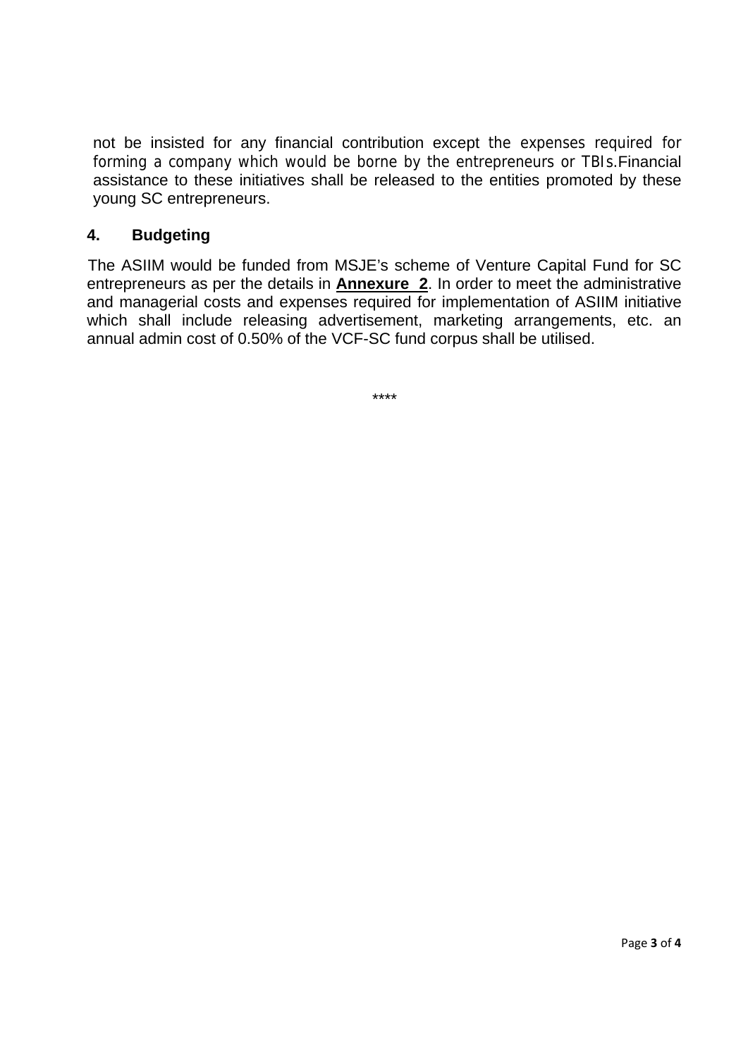not be insisted for any financial contribution except the expenses required for forming a company which would be borne by the entrepreneurs or TBIs.Financial assistance to these initiatives shall be released to the entities promoted by these young SC entrepreneurs.

## 4. Budgeting

The ASIIM would be funded from MSJE's scheme of Venture Capital Fund for SC entrepreneurs as per the details in **Annexure 2**. In order to meet the administrative and managerial costs and expenses required for implementation of ASIIM initiative which shall include releasing advertisement, marketing arrangements, etc. an annual admin cost of 0.50% of the VCF-SC fund corpus shall be utilised.

****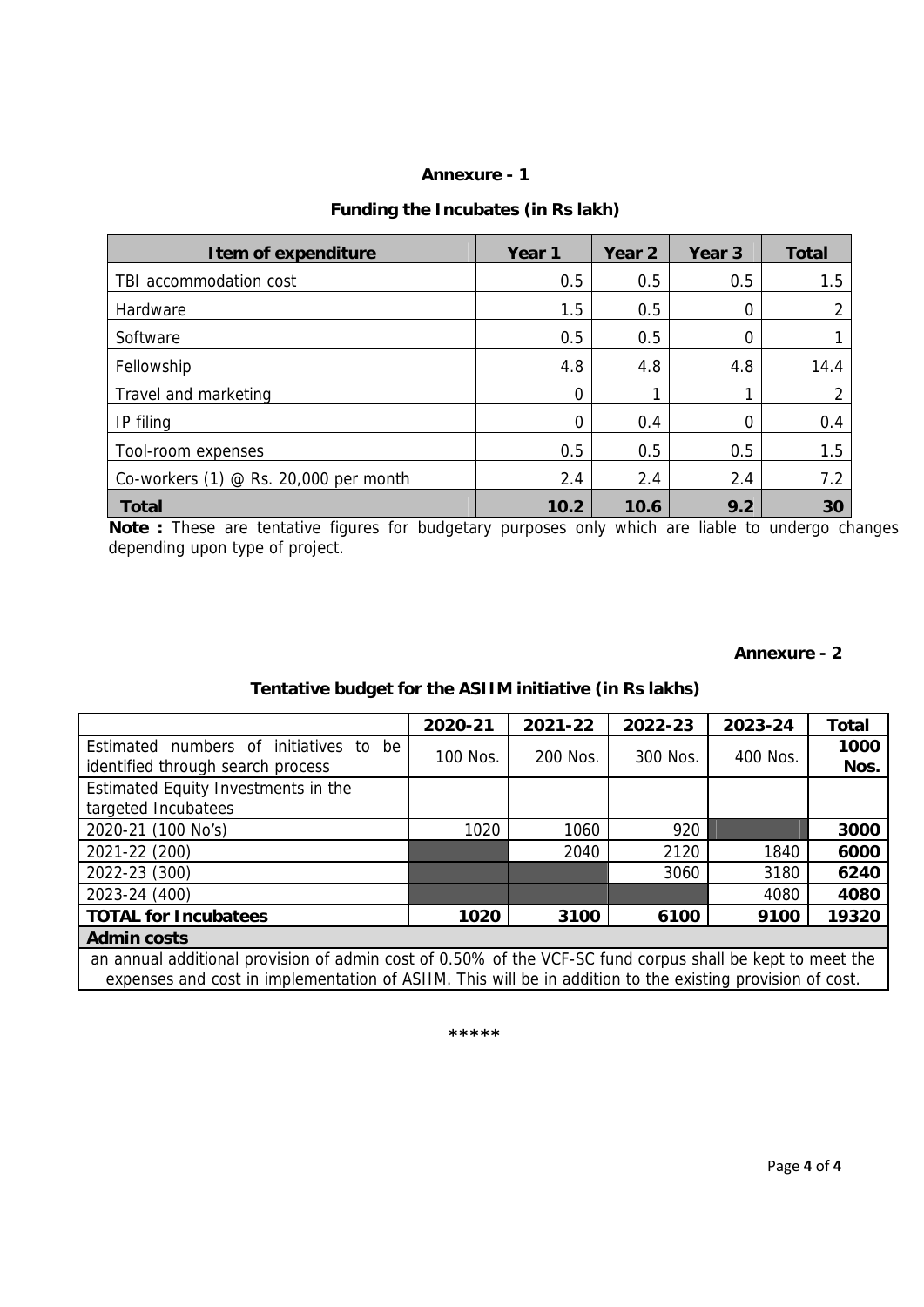**Annexure - 1**

**Funding the Incubates (in Rs lakh)**

| Item of expenditure | Year 1 | Year 2 | Year 3 | Total |
|---|---|---|---|---|
| TBI accommodation cost | 0.5 | 0.5 | 0.5 | 1.5 |
| Hardware | 1.5 | 0.5 | 0 | 2 |
| Software | 0.5 | 0.5 | 0 | 1 |
| Fellowship | 4.8 | 4.8 | 4.8 | 14.4 |
| Travel and marketing | 0 | 1 | 1 | 2 |
| IP filing | 0 | 0.4 | 0 | 0.4 |
| Tool-room expenses | 0.5 | 0.5 | 0.5 | 1.5 |
| Co-workers (1) @ Rs. 20,000 per month | 2.4 | 2.4 | 2.4 | 7.2 |
| **Total** | **10.2** | **10.6** | **9.2** | **30** |

**Note :** These are tentative figures for budgetary purposes only which are liable to undergo changes depending upon type of project.

**Annexure - 2**

**Tentative budget for the ASIIM initiative (in Rs lakhs)**

| | 2020-21 | 2021-22 | 2022-23 | 2023-24 | Total |
|---|---|---|---|---|---|
| Estimated numbers of initiatives to be identified through search process | 100 Nos. | 200 Nos. | 300 Nos. | 400 Nos. | **1000 Nos.** |
| Estimated Equity Investments in the targeted Incubatees | | | | | |
| 2020-21 (100 No's) | 1020 | 1060 | 920 | | **3000** |
| 2021-22 (200) | | 2040 | 2120 | 1840 | **6000** |
| 2022-23 (300) | | | 3060 | 3180 | **6240** |
| 2023-24 (400) | | | | 4080 | **4080** |
| **TOTAL for Incubatees** | **1020** | **3100** | **6100** | **9100** | **19320** |
| **Admin costs** | | | | | |
| an annual additional provision of admin cost of 0.50% of the VCF-SC fund corpus shall be kept to meet the expenses and cost in implementation of ASIIM. This will be in addition to the existing provision of cost. | | | | | |

\*\*\*\*\*